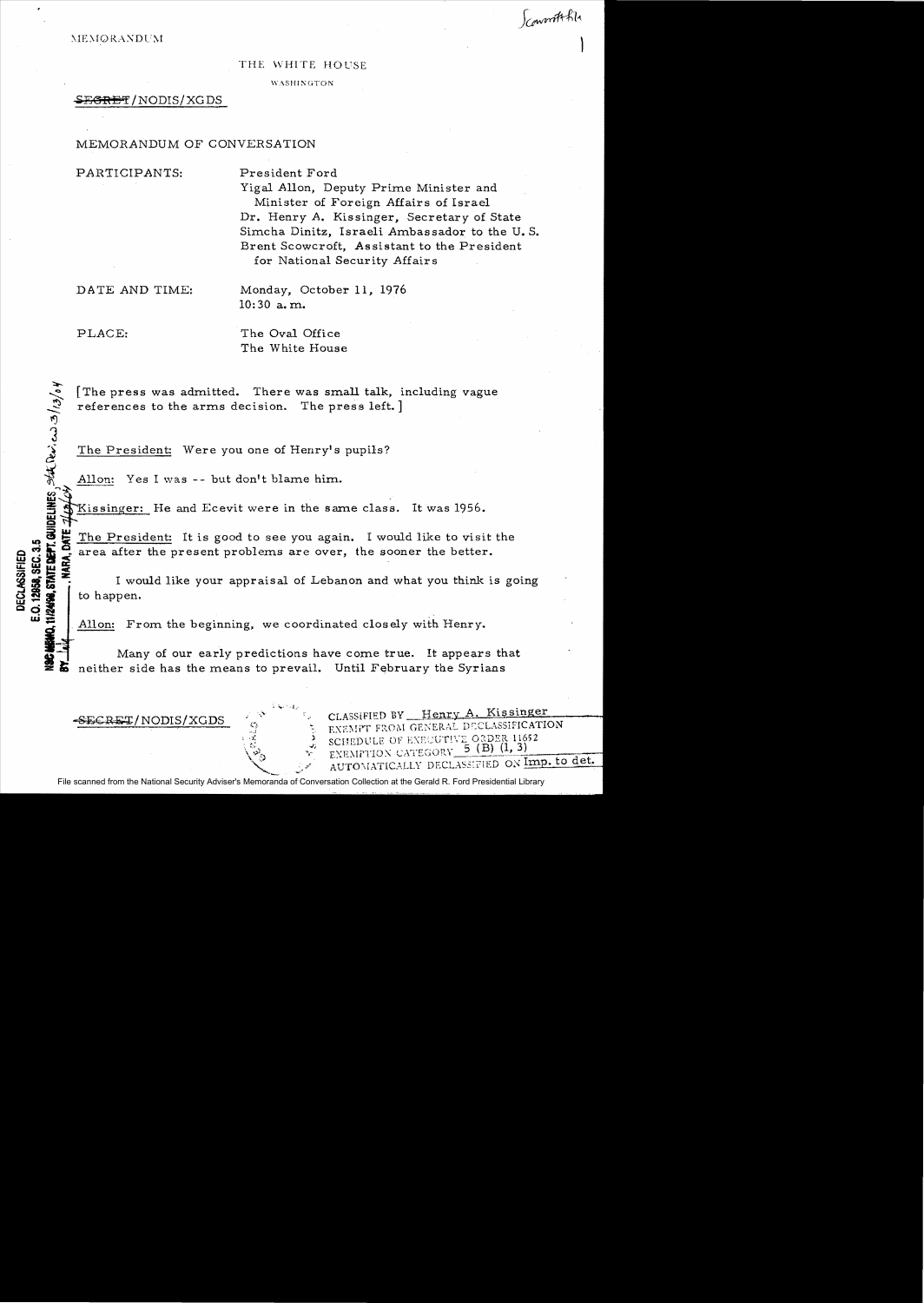MEMORANDUM

Scowcroft file

THE WHITE HOUSE

WASHINGTON

~~SECRET~~/NODIS/XGDS

MEMORANDUM OF CONVERSATION

PARTICIPANTS: President Ford
Yigal Allon, Deputy Prime Minister and Minister of Foreign Affairs of Israel
Dr. Henry A. Kissinger, Secretary of State
Simcha Dinitz, Israeli Ambassador to the U.S.
Brent Scowcroft, Assistant to the President for National Security Affairs

DATE AND TIME: Monday, October 11, 1976
10:30 a.m.

PLACE: The Oval Office
The White House

DECLASSIFIED
E.O. 12958, SEC. 3.5
NSC MEMO, 11/24/98, STATE DEPT. GUIDELINES, State Review 3/13/04
BY ___, NARA, DATE 7/13/04

[The press was admitted. There was small talk, including vague references to the arms decision. The press left.]

The President: Were you one of Henry's pupils?

Allon: Yes I was -- but don't blame him.

Kissinger: He and Ecevit were in the same class. It was 1956.

The President: It is good to see you again. I would like to visit the area after the present problems are over, the sooner the better.

I would like your appraisal of Lebanon and what you think is going to happen.

Allon: From the beginning, we coordinated closely with Henry.

Many of our early predictions have come true. It appears that neither side has the means to prevail. Until February the Syrians

~~SECRET~~/NODIS/XGDS

CLASSIFIED BY Henry A. Kissinger
EXEMPT FROM GENERAL DECLASSIFICATION SCHEDULE OF EXECUTIVE ORDER 11652
EXEMPTION CATEGORY 5 (B) (1, 3)
AUTOMATICALLY DECLASSIFIED ON Imp. to det.

File scanned from the National Security Adviser's Memoranda of Conversation Collection at the Gerald R. Ford Presidential Library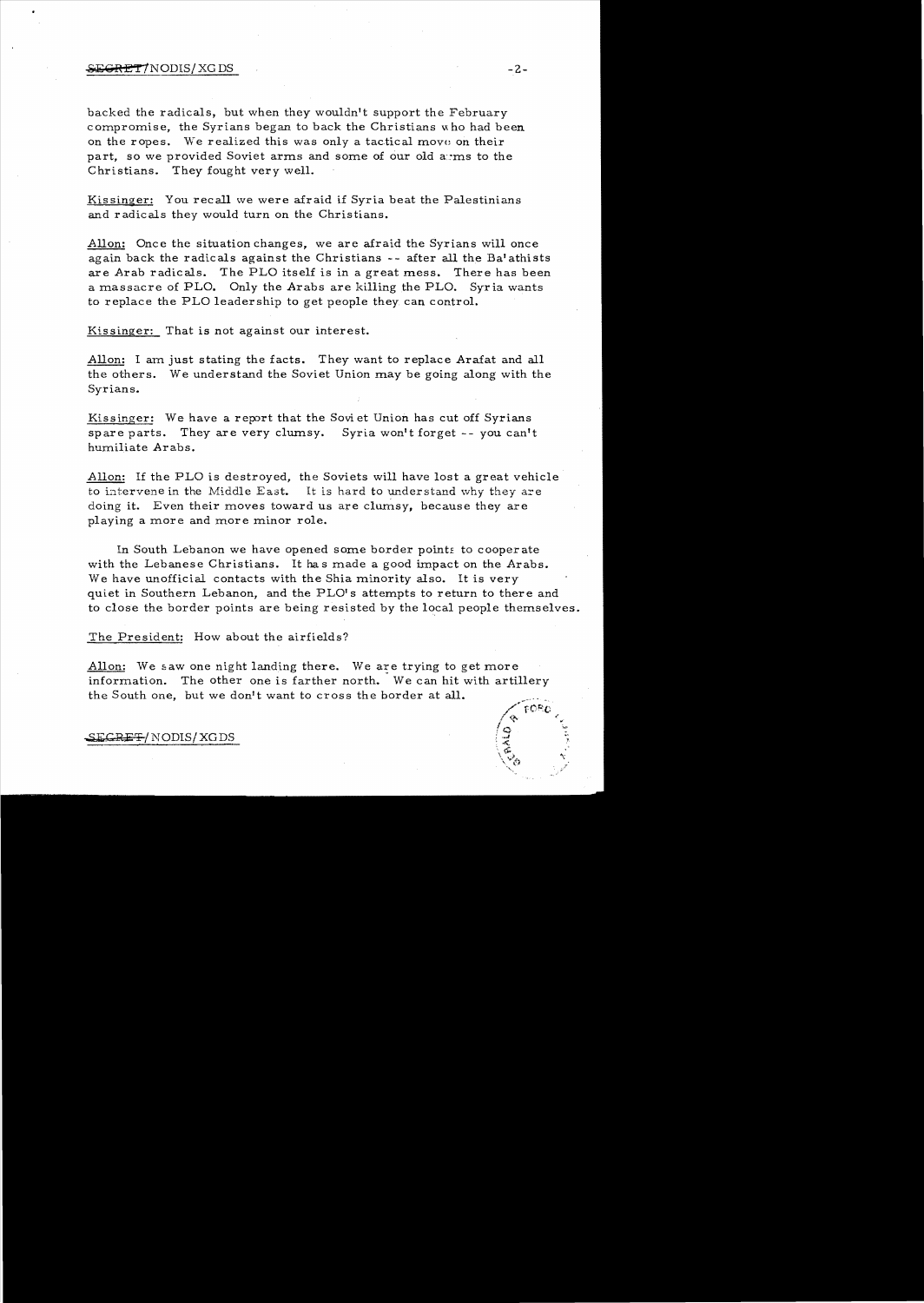backed the radicals, but when they wouldn't support the February compromise, the Syrians began to back the Christians who had been on the ropes. We realized this was only a tactical move on their part, so we provided Soviet arms and some of our old arms to the Christians. They fought very well.

Kissinger: You recall we were afraid if Syria beat the Palestinians and radicals they would turn on the Christians.

Allon: Once the situation changes, we are afraid the Syrians will once again back the radicals against the Christians -- after all the Ba'athists are Arab radicals. The PLO itself is in a great mess. There has been a massacre of PLO. Only the Arabs are killing the PLO. Syria wants to replace the PLO leadership to get people they can control.

Kissinger: That is not against our interest.

Allon: I am just stating the facts. They want to replace Arafat and all the others. We understand the Soviet Union may be going along with the Syrians.

Kissinger: We have a report that the Soviet Union has cut off Syrians spare parts. They are very clumsy. Syria won't forget -- you can't humiliate Arabs.

Allon: If the PLO is destroyed, the Soviets will have lost a great vehicle to intervene in the Middle East. It is hard to understand why they are doing it. Even their moves toward us are clumsy, because they are playing a more and more minor role.

In South Lebanon we have opened some border points to cooperate with the Lebanese Christians. It has made a good impact on the Arabs. We have unofficial contacts with the Shia minority also. It is very quiet in Southern Lebanon, and the PLO's attempts to return to there and to close the border points are being resisted by the local people themselves.

The President: How about the airfields?

Allon: We saw one night landing there. We are trying to get more information. The other one is farther north. We can hit with artillery the South one, but we don't want to cross the border at all.

SECRET/NODIS/XGDS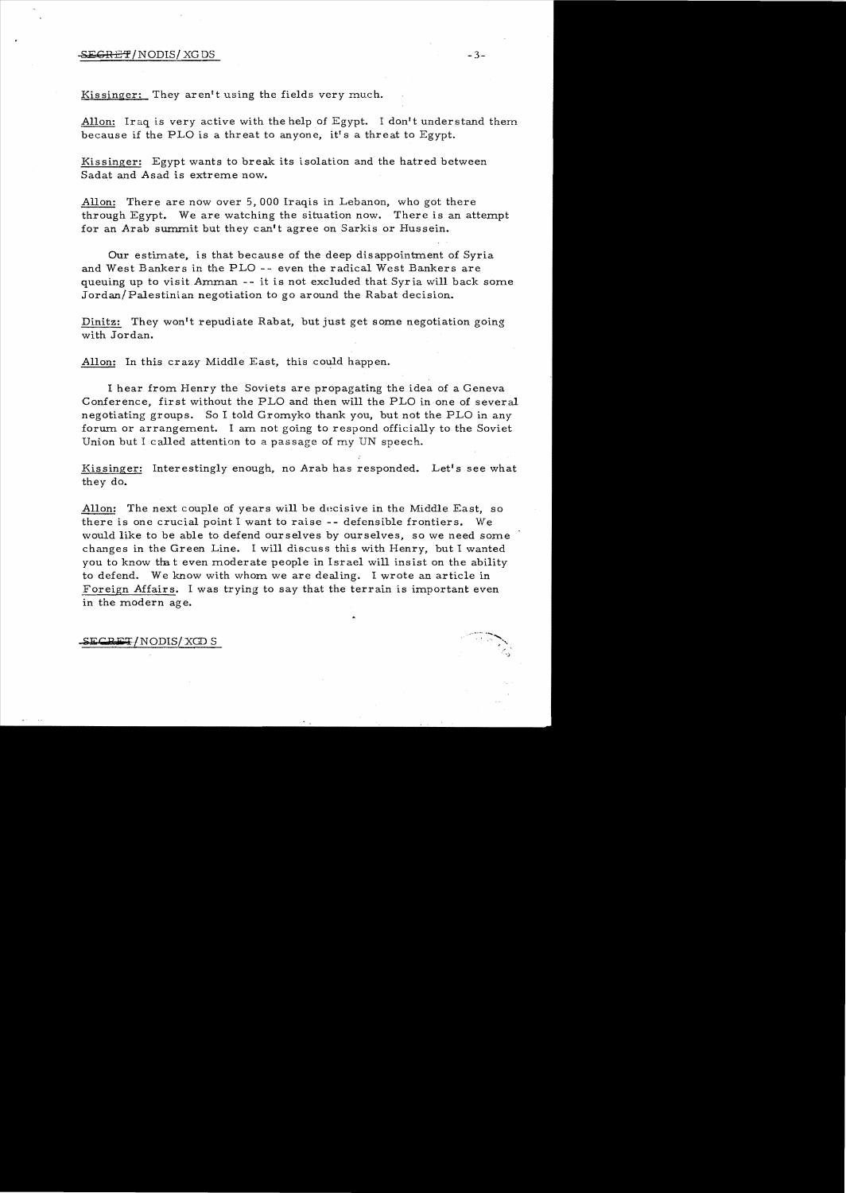**Kissinger:** They aren't using the fields very much.

**Allon:** Iraq is very active with the help of Egypt. I don't understand them because if the PLO is a threat to anyone, it's a threat to Egypt.

**Kissinger:** Egypt wants to break its isolation and the hatred between Sadat and Asad is extreme now.

**Allon:** There are now over 5,000 Iraqis in Lebanon, who got there through Egypt. We are watching the situation now. There is an attempt for an Arab summit but they can't agree on Sarkis or Hussein.

Our estimate, is that because of the deep disappointment of Syria and West Bankers in the PLO -- even the radical West Bankers are queuing up to visit Amman -- it is not excluded that Syria will back some Jordan/Palestinian negotiation to go around the Rabat decision.

**Dinitz:** They won't repudiate Rabat, but just get some negotiation going with Jordan.

**Allon:** In this crazy Middle East, this could happen.

I hear from Henry the Soviets are propagating the idea of a Geneva Conference, first without the PLO and then will the PLO in one of several negotiating groups. So I told Gromyko thank you, but not the PLO in any forum or arrangement. I am not going to respond officially to the Soviet Union but I called attention to a passage of my UN speech.

**Kissinger:** Interestingly enough, no Arab has responded. Let's see what they do.

**Allon:** The next couple of years will be decisive in the Middle East, so there is one crucial point I want to raise -- defensible frontiers. We would like to be able to defend ourselves by ourselves, so we need some changes in the Green Line. I will discuss this with Henry, but I wanted you to know that even moderate people in Israel will insist on the ability to defend. We know with whom we are dealing. I wrote an article in Foreign Affairs. I was trying to say that the terrain is important even in the modern age.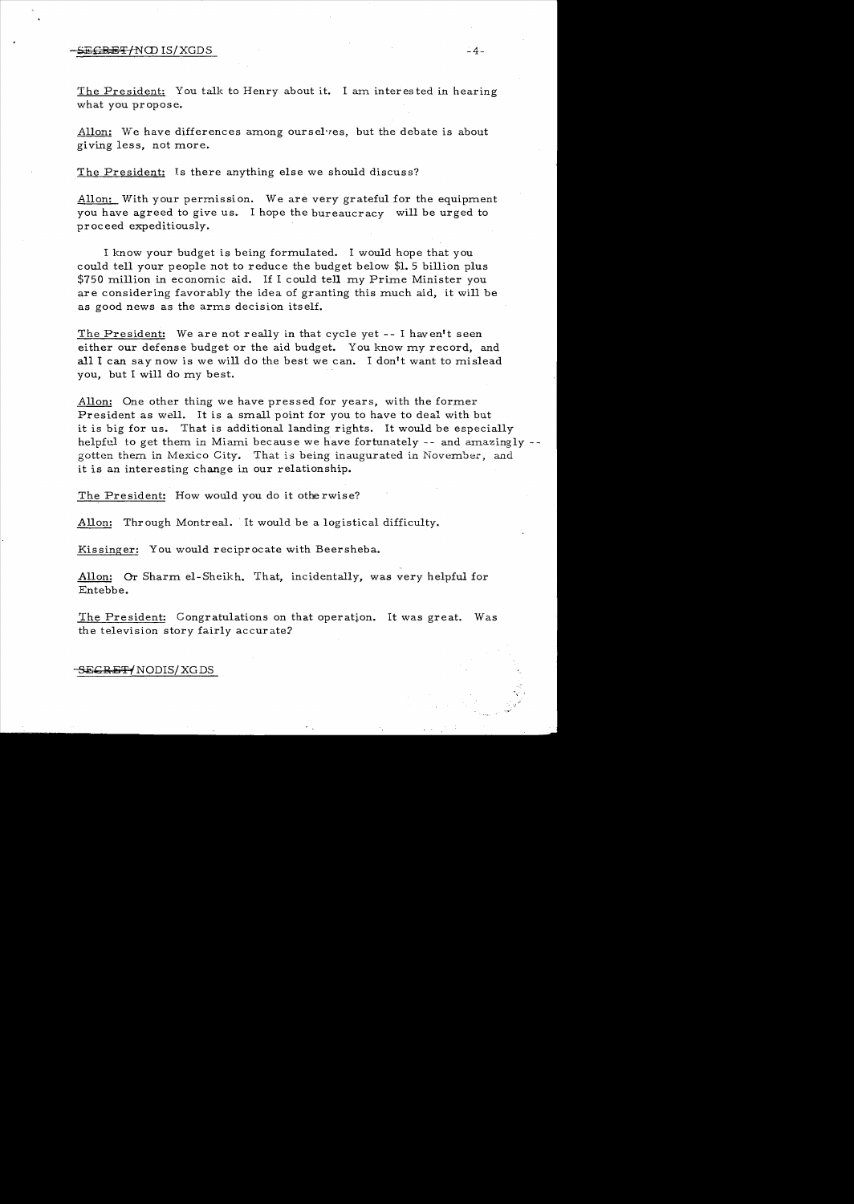The President: You talk to Henry about it. I am interested in hearing what you propose.

Allon: We have differences among ourselves, but the debate is about giving less, not more.

The President: Is there anything else we should discuss?

Allon: With your permission. We are very grateful for the equipment you have agreed to give us. I hope the bureaucracy will be urged to proceed expeditiously.

I know your budget is being formulated. I would hope that you could tell your people not to reduce the budget below $1.5 billion plus $750 million in economic aid. If I could tell my Prime Minister you are considering favorably the idea of granting this much aid, it will be as good news as the arms decision itself.

The President: We are not really in that cycle yet -- I haven't seen either our defense budget or the aid budget. You know my record, and all I can say now is we will do the best we can. I don't want to mislead you, but I will do my best.

Allon: One other thing we have pressed for years, with the former President as well. It is a small point for you to have to deal with but it is big for us. That is additional landing rights. It would be especially helpful to get them in Miami because we have fortunately -- and amazingly -- gotten them in Mexico City. That is being inaugurated in November, and it is an interesting change in our relationship.

The President: How would you do it otherwise?

Allon: Through Montreal. It would be a logistical difficulty.

Kissinger: You would reciprocate with Beersheba.

Allon: Or Sharm el-Sheikh. That, incidentally, was very helpful for Entebbe.

The President: Congratulations on that operation. It was great. Was the television story fairly accurate?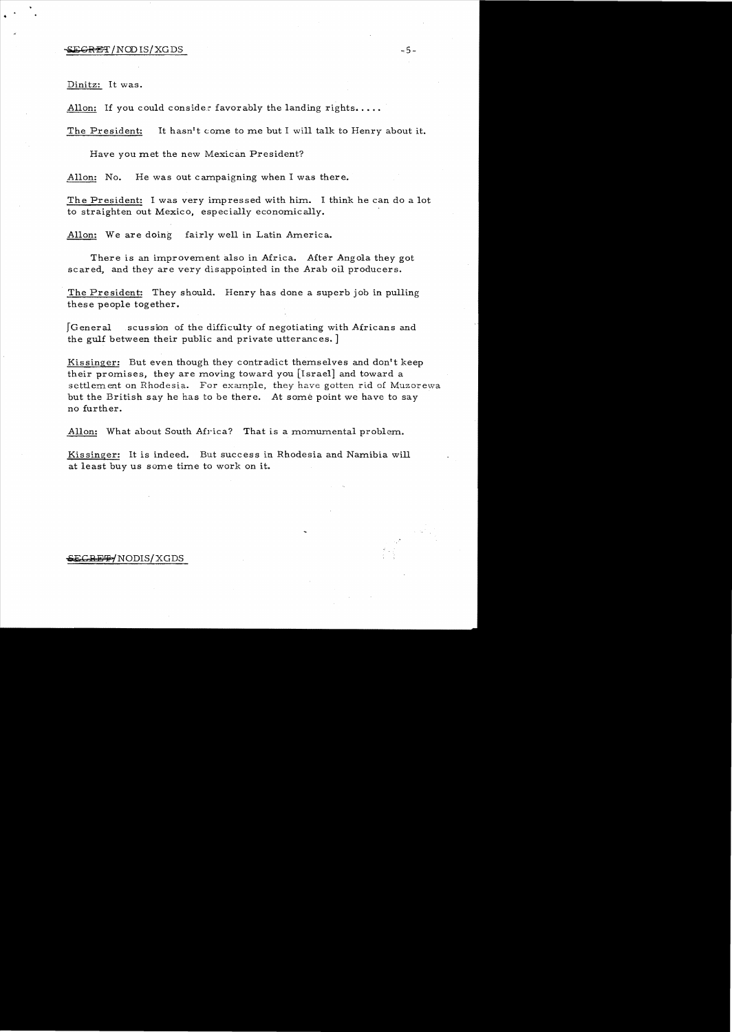Dinitz: It was.

Allon: If you could consider favorably the landing rights.....

The President: It hasn't come to me but I will talk to Henry about it.

Have you met the new Mexican President?

Allon: No. He was out campaigning when I was there.

The President: I was very impressed with him. I think he can do a lot to straighten out Mexico, especially economically.

Allon: We are doing fairly well in Latin America.

There is an improvement also in Africa. After Angola they got scared, and they are very disappointed in the Arab oil producers.

The President: They should. Henry has done a superb job in pulling these people together.

[General scussion of the difficulty of negotiating with Africans and the gulf between their public and private utterances.]

Kissinger: But even though they contradict themselves and don't keep their promises, they are moving toward you [Israel] and toward a settlement on Rhodesia. For example, they have gotten rid of Muzorewa but the British say he has to be there. At some point we have to say no further.

Allon: What about South Africa? That is a momumental problem.

Kissinger: It is indeed. But success in Rhodesia and Namibia will at least buy us some time to work on it.

SECRET/NODIS/XGDS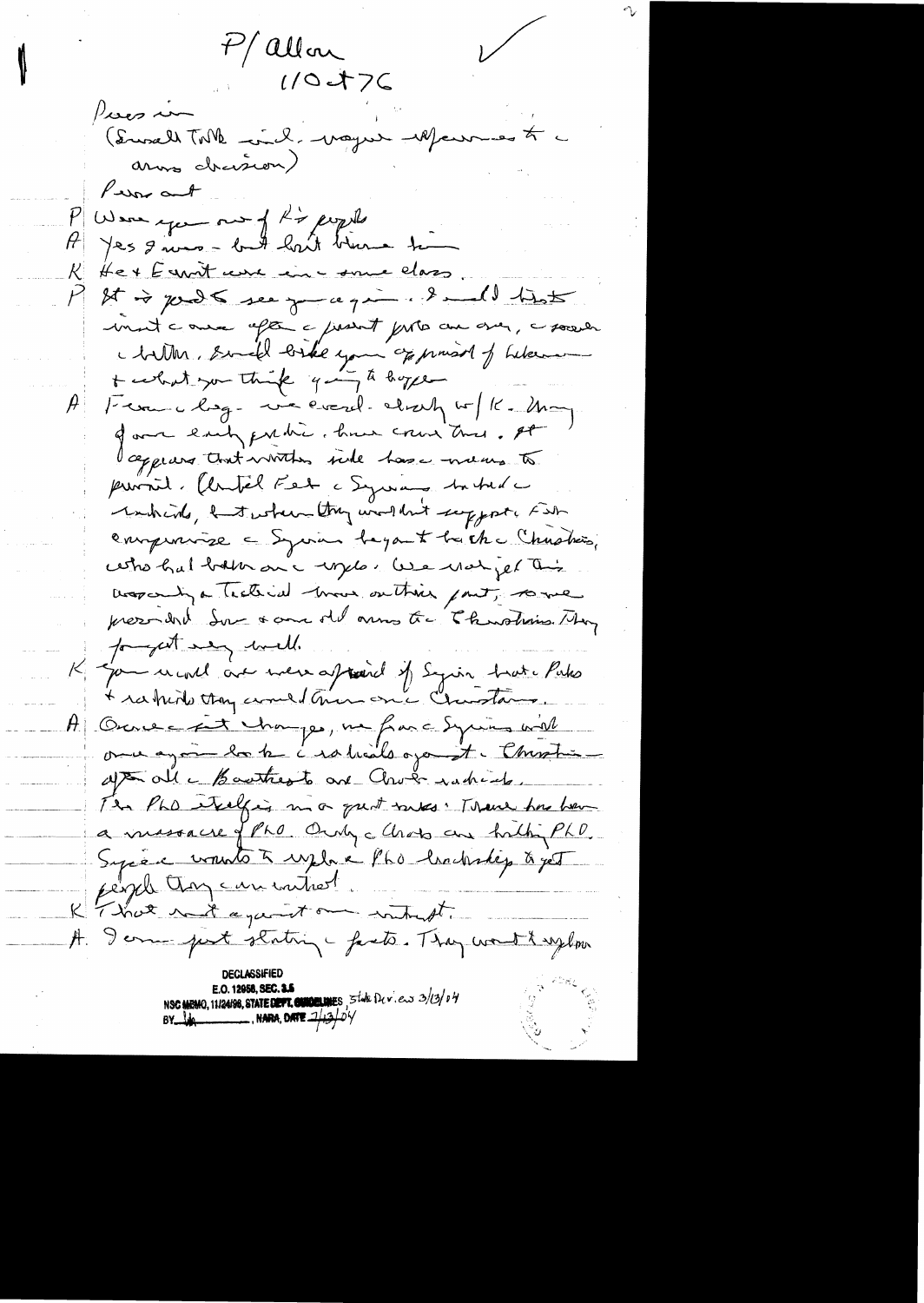P/Allon
11 Oct 76

Press in
(Small talk incl. reference to arms decision)
Press out

P Were you one of K's pupils
A Yes I was – but I didn't know him
K He & Ernst were in same class.
P It is good to see you again. I would like to meet once after the present proto are over, a sooner the better. I would like your appraisal of Lebanon & what you think is going to happen.
A From the beg. we carried. closely w/ K. Many of our early predic. have come true. It appears that neither side has means to prevail. Until Feb the Syrians backed the radicals, but when they wouldn't support Fzi compromise the Syrians began to back the Christians, who had borne the brunt. We noted at this uncertainty a tactical move on their part, so we pressed Syr. & our allies the Christians. They fought very well.
K You would not have approved if Syria had the Paks & radicals they would have ... Christians.
A Once the fist changes, we fear the Syrians will once again be back the radicals against the Christians after all the Baathists are Arab radicals. The PLO itself is in a great crisis. There has been a massacre of PLO. Only the Arabs are killing PLO. Syria wants to replace PLO leadership & get people they can control.
K That is not against our interest.
A. I am just stating the facts. They want to replace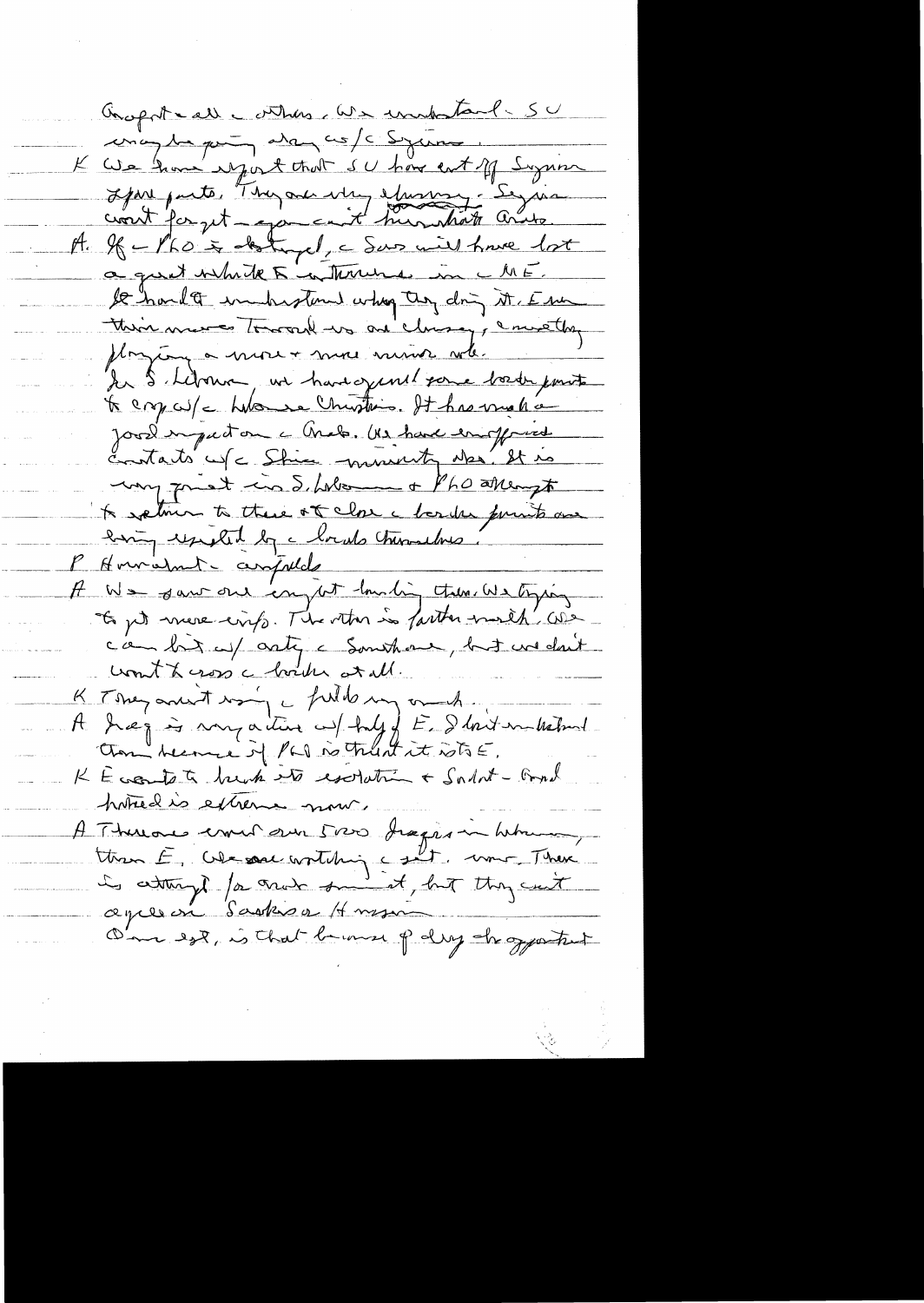Except all other. We understand SU
may be giving arms w/ Syrians.

K We have report that SU have cut off Syrian
spare parts. They are very clumsy. Syria
won't forget — you can't humiliate Arabs.

A. If the PLO is destroyed, the Sov will have lost
a great vehicle for intervention in the ME.
It's hard to understand why they doing it. Even
their moves toward us are clumsy, & must they
playing a more & more minor role.
In S. Lebanon we have opened some border points
to cooperate w/ the Lebanese Christians. It has made a
good impact on the Arabs. We have encouraged
contacts w/ the Shia minority also. It is
very quiet in S. Lebanon & PLO attempt
to return to there at close the border points are
being expelled by the locals themselves.

P Humanitarian — our fields

A We saw our conflict lurking there. We trying
to get more info. The other is further north. We
can hit w/ artillery the Southern area, but we don't
want to cross the border at all.

K They aren't using the fields very much.

A Iraq is very active w/ help of E. I don't understand
them because if PLO is thrust it is to E.

K E wants to break its isolation & Sadat–Assad
hatred is extreme now.

A There are over 5000 Iraqis in Lebanon,
thru E. We are watching the situation now. There
is attempt for Arab summit, but they can't
agree on Sarkis or Hussein
Our est. is that because of delay the opportunity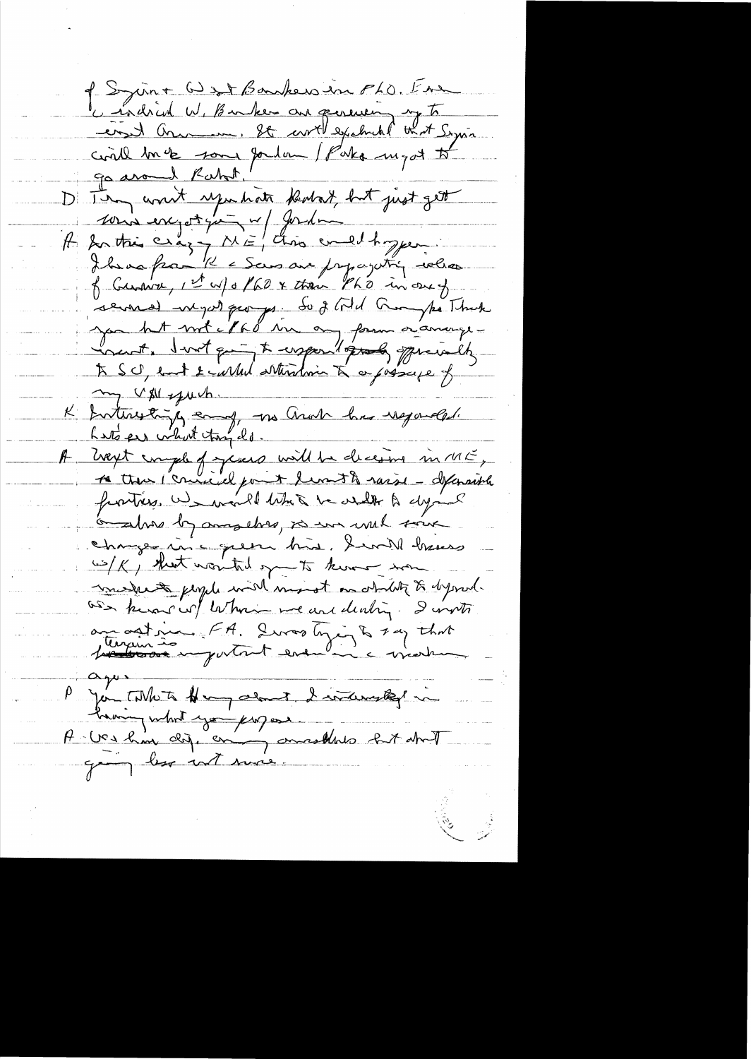of Syria + West Bankers in PLO. Even
I indicated W. Bankers are genuinely try to
assist Arm... It would expected that Syria
will break some Jordan / Parks might to
go around Rabat.

D They won't repudiate Rabat, but just get
some ... w/ Jordan

A For this crazy ME, this could happen.
I have heard K & Sams are propagating idea
of Geneva, 1st w/o PLO & then PLO in one of
several major groups. So I told Gromyko I think
you had not PLO in any form or arrangement. I not going to respond officially
to SU, but I called attention to a passage of
my UN speech.

K Interestingly enough, no Arab has responded.
Let's see what they do.

A Next couple of years will be decisive in ME,
& there (crucial point I want to raise - defensible
frontiers. We would like to be able to defend
ourselves by ourselves, so we would ... 
change in a given line. I will discuss
w/K, but wanted you to know we
... people will insist on ability to defend.
As know w/ whom we are dealing. I wrote
an article FA. I was trying to say that
terrain is important even in a modern
age.

P You talk to Henry about. I interested in
knowing what you propose.

A We have obj. ... ... but what
going been not sure.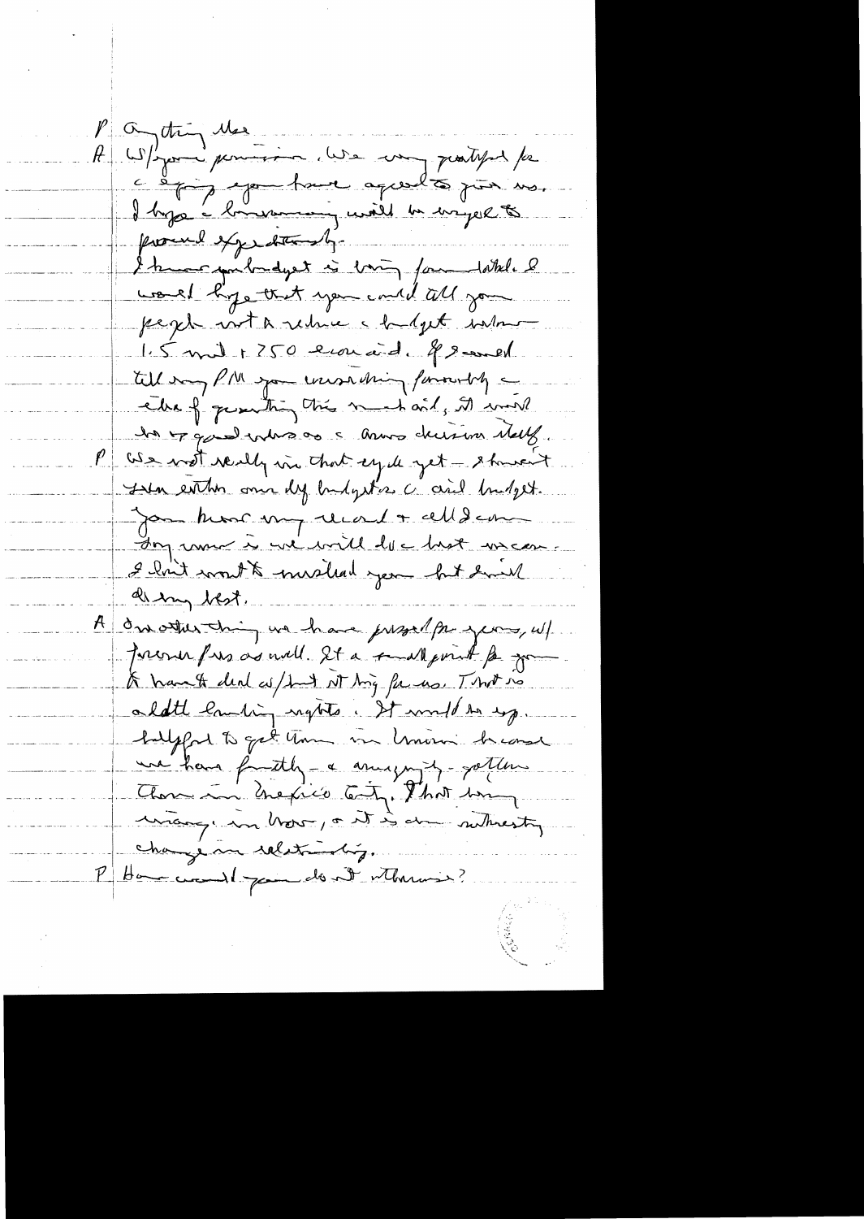P Anything else

A W/your permission. We very gratified [that] you have agreed to join us. I hope [the] boundary will be surveyed expeditiously.

I know your budget is being formulated. I would hope that you could tell your people not to reduce the budget below 1.5 mil + 250 econ aid. If I could tell my PM you were thinking favorably of granting this much aid, it would be a good influence on our decision itself.

P We not really in that cycle yet — haven't seen either our defense budget or aid budget. You know my record + all I can say now is we will do the best we can. I don't want to mislead you but I will do my best.

A One other thing we have pressed for years, w/ former Pres as well. It is a small point for you to have to deal w/ but it big for us. That is added landing rights. It would be very helpful to get them in Miami because we have frequently — a surprisingly — gotten them in Mexico City. That being wrong in view, it is an interesting change in relationship.

P How would you do it otherwise?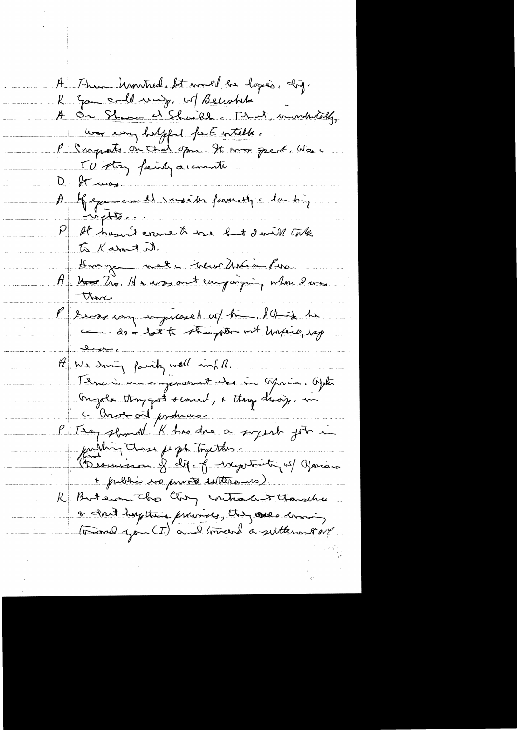A  Then Montreal. It would be logical. Big.

K  You could visit w/ Belaúnde

A  On Sharm el Sheikh. That, incidentally, was very helpful for E[gyptian] intell.

P  Congrats on that open. It was great. Was the TV story fairly accurate

D  It was.

A  If you could visit the favorably the landing rights...

P  It hasn't come to me but I will talk to Karamanlis.

How you met the new Nigerian Pres.

A  No. He was out campaigning when I was there.

P  I was very impressed w/ him. I think he can do a lot to straighten out Nigeria, esp....

A  We doing fairly well in A.

There is an improvement in Africa. After Angola they got scared, & they disapp. in the Arab oil producers.

P  They should. K has done a superb job in putting these people together.

(Discussion of dif. of negotiating w/ Africans + public vs private statements)

K  But even tho they castigate themselves & don't help their principles, they are moving toward you (I) and toward a settlement of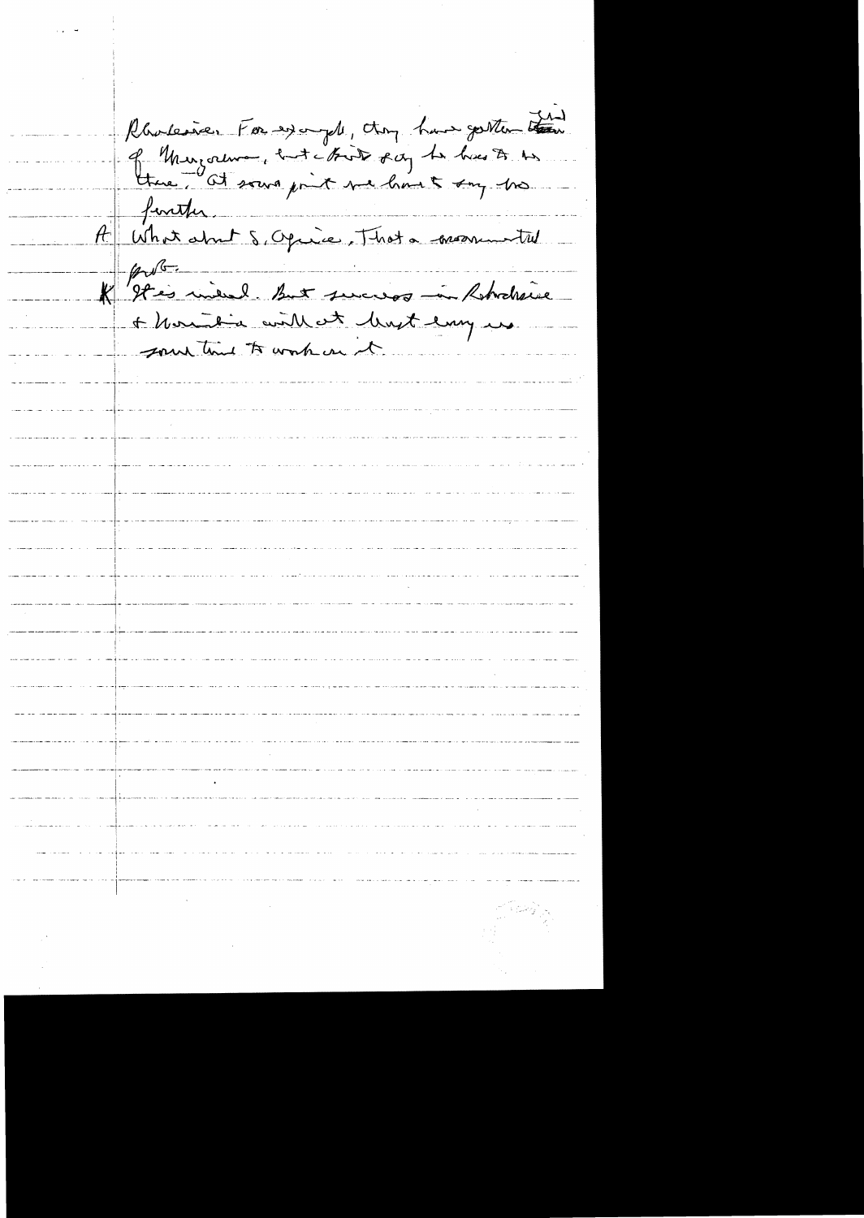Rhodesia. For example, they have gotten rid of Muzorewa, but it is hard to say he has to be there. At some point we have to say no further.

A What about S. Africa. That's a monumental prob.

K It's indeed. But success in Rhodesia & Namibia will at least buy us some time to work on it.